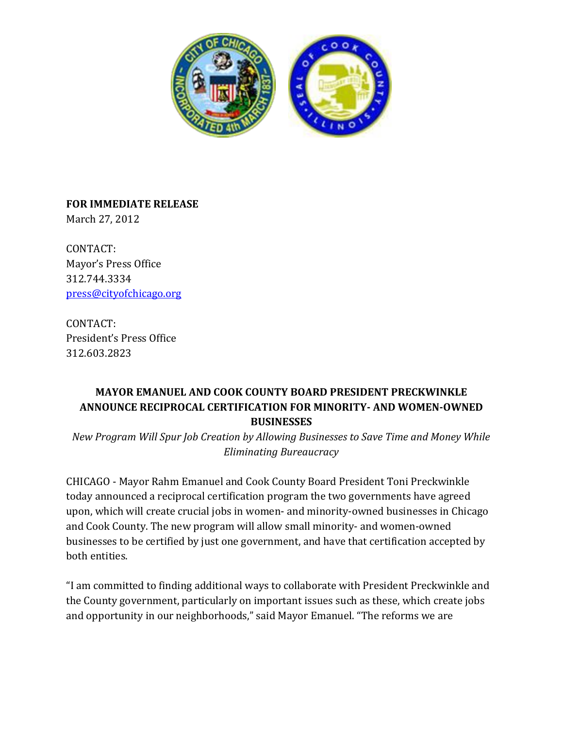**FOR IMMEDIATE RELEASE**
March 27, 2012

CONTACT:
Mayor's Press Office
312.744.3334
press@cityofchicago.org

CONTACT:
President's Press Office
312.603.2823

## MAYOR EMANUEL AND COOK COUNTY BOARD PRESIDENT PRECKWINKLE ANNOUNCE RECIPROCAL CERTIFICATION FOR MINORITY- AND WOMEN-OWNED BUSINESSES

*New Program Will Spur Job Creation by Allowing Businesses to Save Time and Money While Eliminating Bureaucracy*

CHICAGO - Mayor Rahm Emanuel and Cook County Board President Toni Preckwinkle today announced a reciprocal certification program the two governments have agreed upon, which will create crucial jobs in women- and minority-owned businesses in Chicago and Cook County. The new program will allow small minority- and women-owned businesses to be certified by just one government, and have that certification accepted by both entities.

"I am committed to finding additional ways to collaborate with President Preckwinkle and the County government, particularly on important issues such as these, which create jobs and opportunity in our neighborhoods," said Mayor Emanuel. "The reforms we are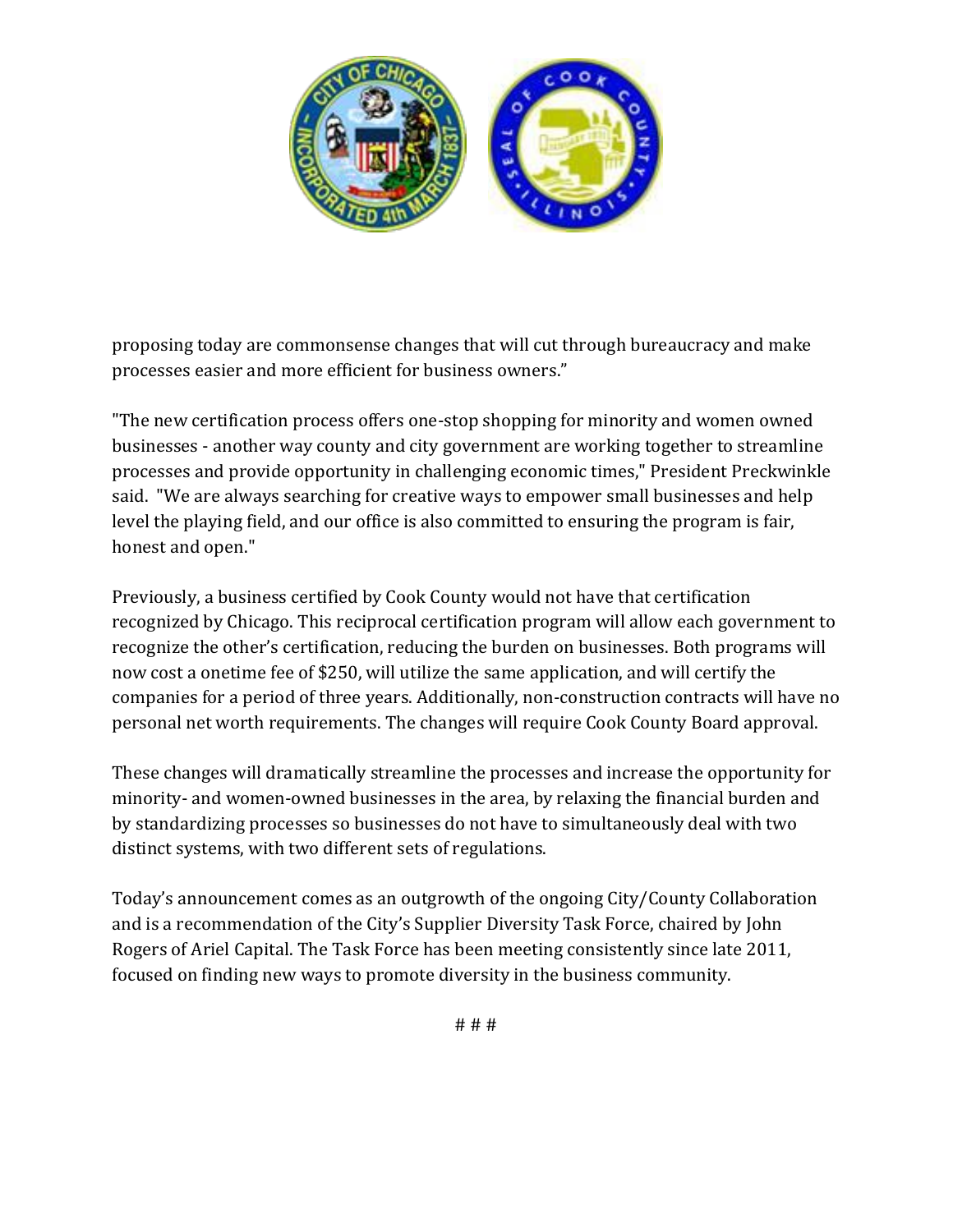proposing today are commonsense changes that will cut through bureaucracy and make processes easier and more efficient for business owners."

"The new certification process offers one-stop shopping for minority and women owned businesses - another way county and city government are working together to streamline processes and provide opportunity in challenging economic times," President Preckwinkle said. "We are always searching for creative ways to empower small businesses and help level the playing field, and our office is also committed to ensuring the program is fair, honest and open."

Previously, a business certified by Cook County would not have that certification recognized by Chicago. This reciprocal certification program will allow each government to recognize the other's certification, reducing the burden on businesses. Both programs will now cost a onetime fee of $250, will utilize the same application, and will certify the companies for a period of three years. Additionally, non-construction contracts will have no personal net worth requirements. The changes will require Cook County Board approval.

These changes will dramatically streamline the processes and increase the opportunity for minority- and women-owned businesses in the area, by relaxing the financial burden and by standardizing processes so businesses do not have to simultaneously deal with two distinct systems, with two different sets of regulations.

Today's announcement comes as an outgrowth of the ongoing City/County Collaboration and is a recommendation of the City's Supplier Diversity Task Force, chaired by John Rogers of Ariel Capital. The Task Force has been meeting consistently since late 2011, focused on finding new ways to promote diversity in the business community.

# # #